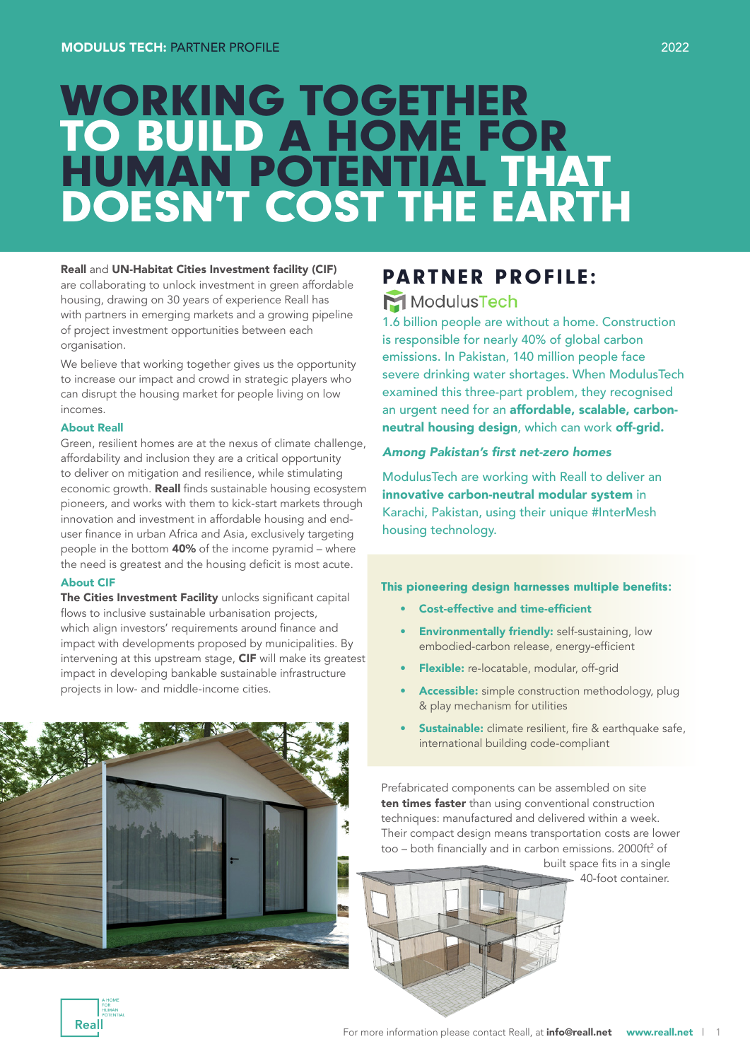MODULUS TECH: PARTNER PROFILE

2022

# WORKING TOGETHER TO BUILD A HOME FOR HUMAN POTENTIAL THAT DOESN'T COST THE EARTH

**Reall** and **UN-Habitat Cities Investment facility (CIF)** are collaborating to unlock investment in green affordable housing, drawing on 30 years of experience Reall has with partners in emerging markets and a growing pipeline of project investment opportunities between each organisation.

We believe that working together gives us the opportunity to increase our impact and crowd in strategic players who can disrupt the housing market for people living on low incomes.

### About Reall

Green, resilient homes are at the nexus of climate challenge, affordability and inclusion they are a critical opportunity to deliver on mitigation and resilience, while stimulating economic growth. **Reall** finds sustainable housing ecosystem pioneers, and works with them to kick-start markets through innovation and investment in affordable housing and end-user finance in urban Africa and Asia, exclusively targeting people in the bottom **40%** of the income pyramid – where the need is greatest and the housing deficit is most acute.

### About CIF

**The Cities Investment Facility** unlocks significant capital flows to inclusive sustainable urbanisation projects, which align investors' requirements around finance and impact with developments proposed by municipalities. By intervening at this upstream stage, **CIF** will make its greatest impact in developing bankable sustainable infrastructure projects in low- and middle-income cities.

## PARTNER PROFILE:

ModulusTech

1.6 billion people are without a home. Construction is responsible for nearly 40% of global carbon emissions. In Pakistan, 140 million people face severe drinking water shortages. When ModulusTech examined this three-part problem, they recognised an urgent need for an **affordable, scalable, carbon-neutral housing design**, which can work **off-grid.**

### *Among Pakistan's first net-zero homes*

ModulusTech are working with Reall to deliver an **innovative carbon-neutral modular system** in Karachi, Pakistan, using their unique #InterMesh housing technology.

**This pioneering design harnesses multiple benefits:**

- **Cost-effective and time-efficient**
- **Environmentally friendly:** self-sustaining, low embodied-carbon release, energy-efficient
- **Flexible:** re-locatable, modular, off-grid
- **Accessible:** simple construction methodology, plug & play mechanism for utilities
- **Sustainable:** climate resilient, fire & earthquake safe, international building code-compliant

Prefabricated components can be assembled on site **ten times faster** than using conventional construction techniques: manufactured and delivered within a week. Their compact design means transportation costs are lower too – both financially and in carbon emissions. 2000ft$^2$ of built space fits in a single 40-foot container.

For more information please contact Reall, at **info@reall.net** **www.reall.net**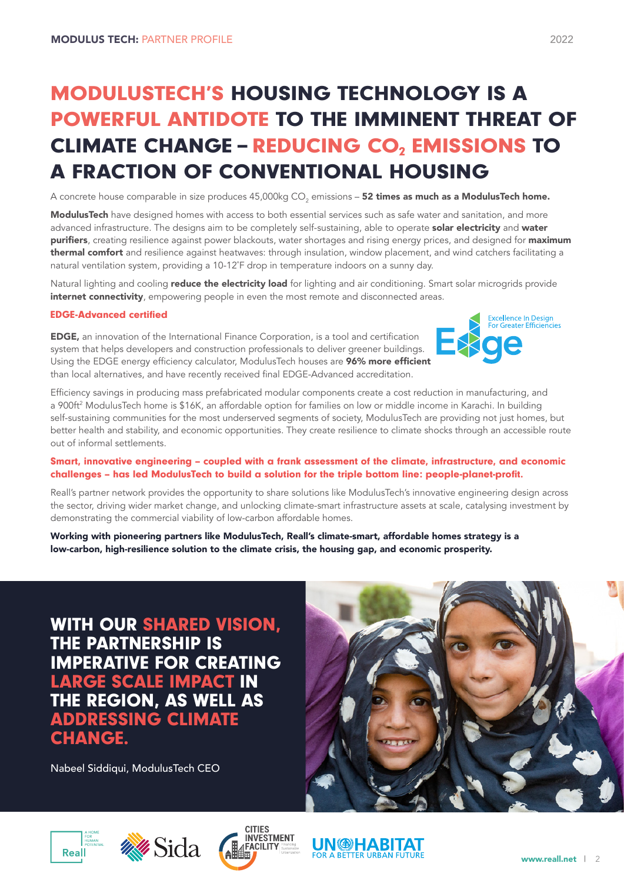# MODULUSTECH'S HOUSING TECHNOLOGY IS A POWERFUL ANTIDOTE TO THE IMMINENT THREAT OF CLIMATE CHANGE – REDUCING $CO_2$ EMISSIONS TO A FRACTION OF CONVENTIONAL HOUSING

A concrete house comparable in size produces 45,000kg $CO_2$ emissions – **52 times as much as a ModulusTech home.**

**ModulusTech** have designed homes with access to both essential services such as safe water and sanitation, and more advanced infrastructure. The designs aim to be completely self-sustaining, able to operate **solar electricity** and **water purifiers**, creating resilience against power blackouts, water shortages and rising energy prices, and designed for **maximum thermal comfort** and resilience against heatwaves: through insulation, window placement, and wind catchers facilitating a natural ventilation system, providing a 10-12˚F drop in temperature indoors on a sunny day.

Natural lighting and cooling **reduce the electricity load** for lighting and air conditioning. Smart solar microgrids provide **internet connectivity**, empowering people in even the most remote and disconnected areas.

### EDGE-Advanced certified

Excellence In Design For Greater Efficiencies

**EDGE,** an innovation of the International Finance Corporation, is a tool and certification system that helps developers and construction professionals to deliver greener buildings. Using the EDGE energy efficiency calculator, ModulusTech houses are **96% more efficient** than local alternatives, and have recently received final EDGE-Advanced accreditation.

Efficiency savings in producing mass prefabricated modular components create a cost reduction in manufacturing, and a 900ft² ModulusTech home is $16K, an affordable option for families on low or middle income in Karachi. In building self-sustaining communities for the most underserved segments of society, ModulusTech are providing not just homes, but better health and stability, and economic opportunities. They create resilience to climate shocks through an accessible route out of informal settlements.

**Smart, innovative engineering – coupled with a frank assessment of the climate, infrastructure, and economic challenges – has led ModulusTech to build a solution for the triple bottom line: people-planet-profit.**

Reall's partner network provides the opportunity to share solutions like ModulusTech's innovative engineering design across the sector, driving wider market change, and unlocking climate-smart infrastructure assets at scale, catalysing investment by demonstrating the commercial viability of low-carbon affordable homes.

**Working with pioneering partners like ModulusTech, Reall's climate-smart, affordable homes strategy is a low-carbon, high-resilience solution to the climate crisis, the housing gap, and economic prosperity.**

## WITH OUR SHARED VISION, THE PARTNERSHIP IS IMPERATIVE FOR CREATING LARGE SCALE IMPACT IN THE REGION, AS WELL AS ADDRESSING CLIMATE CHANGE.

Nabeel Siddiqui, ModulusTech CEO

Reall – A Home for Human Potential | Sida | Cities Investment Facility | UN-HABITAT For a Better Urban Future

www.reall.net